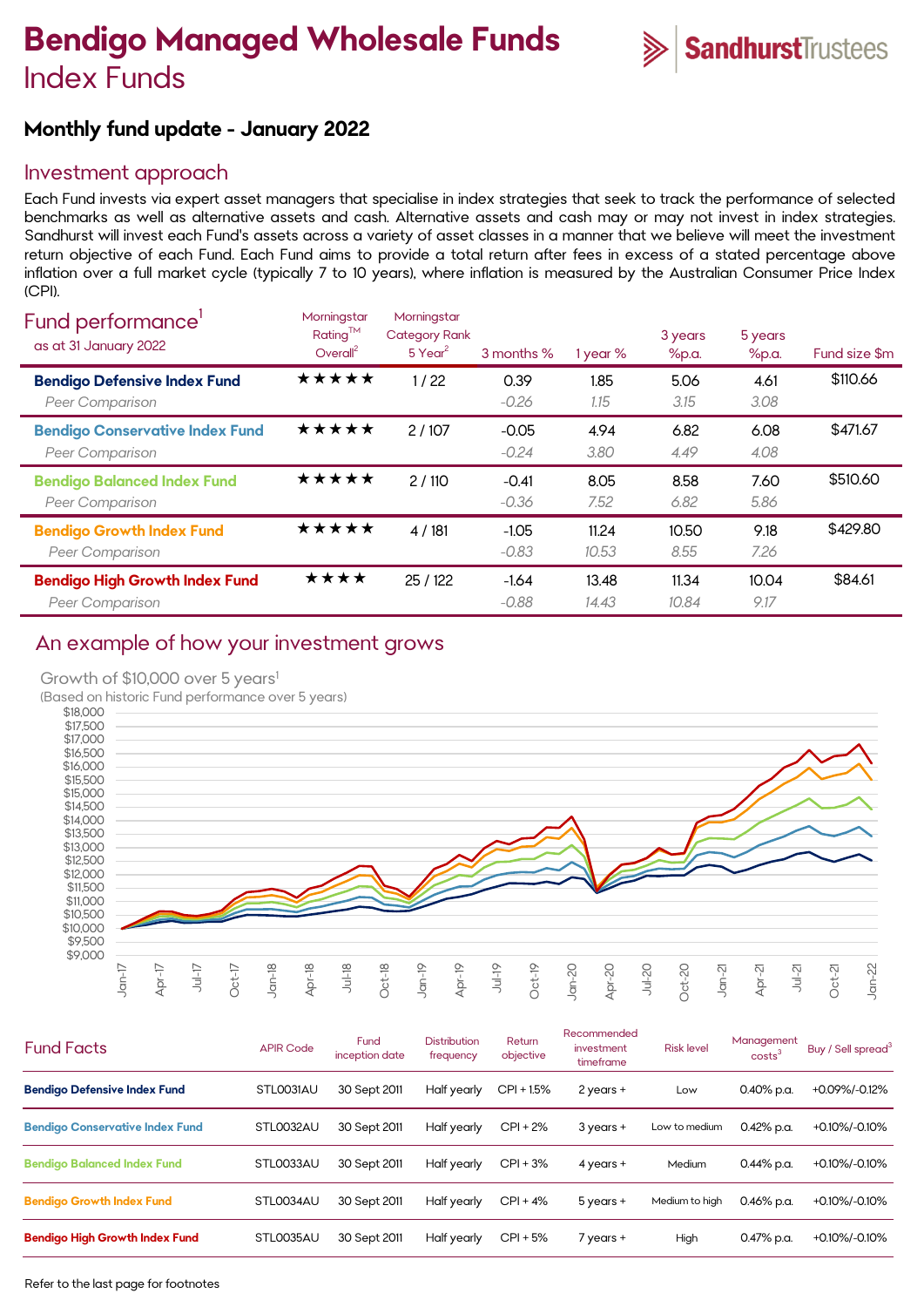# Bendigo Managed Wholesale Funds

## Index Funds

SandhurstTrustees

### Monthly fund update - January 2022

## Investment approach

Each Fund invests via expert asset managers that specialise in index strategies that seek to track the performance of selected benchmarks as well as alternative assets and cash. Alternative assets and cash may or may not invest in index strategies. Sandhurst will invest each Fund's assets across a variety of asset classes in a manner that we believe will meet the investment return objective of each Fund. Each Fund aims to provide a total return after fees in excess of a stated percentage above inflation over a full market cycle (typically 7 to 10 years), where inflation is measured by the Australian Consumer Price Index (CPI).

## Fund performance[1]

as at 31 January 2022

| | Morningstar Rating™ Overall[2] | Morningstar Category Rank 5 Year[2] | 3 months % | 1 year % | 3 years %p.a. | 5 years %p.a. | Fund size $m |
|---|---|---|---|---|---|---|---|
| **Bendigo Defensive Index Fund** | ★★★★★ | 1 / 22 | 0.39 | 1.85 | 5.06 | 4.61 | $110.66 |
| *Peer Comparison* | | | *-0.26* | *1.15* | *3.15* | *3.08* | |
| **Bendigo Conservative Index Fund** | ★★★★★ | 2 / 107 | -0.05 | 4.94 | 6.82 | 6.08 | $471.67 |
| *Peer Comparison* | | | *-0.24* | *3.80* | *4.49* | *4.08* | |
| **Bendigo Balanced Index Fund** | ★★★★★ | 2 / 110 | -0.41 | 8.05 | 8.58 | 7.60 | $510.60 |
| *Peer Comparison* | | | *-0.36* | *7.52* | *6.82* | *5.86* | |
| **Bendigo Growth Index Fund** | ★★★★★ | 4 / 181 | -1.05 | 11.24 | 10.50 | 9.18 | $429.80 |
| *Peer Comparison* | | | *-0.83* | *10.53* | *8.55* | *7.26* | |
| **Bendigo High Growth Index Fund** | ★★★★ | 25 / 122 | -1.64 | 13.48 | 11.34 | 10.04 | $84.61 |
| *Peer Comparison* | | | *-0.88* | *14.43* | *10.84* | *9.17* | |

## An example of how your investment grows

Growth of $10,000 over 5 years[1]

(Based on historic Fund performance over 5 years)

## Fund Facts

| | APIR Code | Fund inception date | Distribution frequency | Return objective | Recommended investment timeframe | Risk level | Management costs[3] | Buy / Sell spread[3] |
|---|---|---|---|---|---|---|---|---|
| **Bendigo Defensive Index Fund** | STL0031AU | 30 Sept 2011 | Half yearly | CPI + 1.5% | 2 years + | Low | 0.40% p.a. | +0.09%/-0.12% |
| **Bendigo Conservative Index Fund** | STL0032AU | 30 Sept 2011 | Half yearly | CPI + 2% | 3 years + | Low to medium | 0.42% p.a. | +0.10%/-0.10% |
| **Bendigo Balanced Index Fund** | STL0033AU | 30 Sept 2011 | Half yearly | CPI + 3% | 4 years + | Medium | 0.44% p.a. | +0.10%/-0.10% |
| **Bendigo Growth Index Fund** | STL0034AU | 30 Sept 2011 | Half yearly | CPI + 4% | 5 years + | Medium to high | 0.46% p.a. | +0.10%/-0.10% |
| **Bendigo High Growth Index Fund** | STL0035AU | 30 Sept 2011 | Half yearly | CPI + 5% | 7 years + | High | 0.47% p.a. | +0.10%/-0.10% |

Refer to the last page for footnotes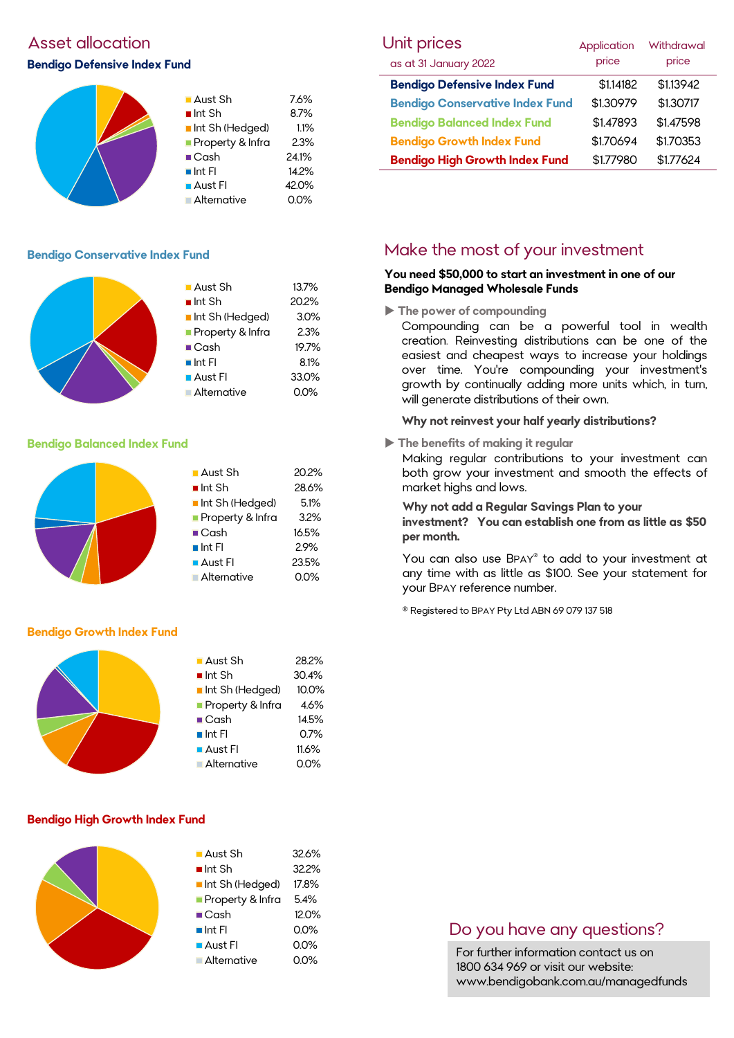## Asset allocation

### Bendigo Defensive Index Fund

| Asset | Allocation |
|---|---|
| Aust Sh | 7.6% |
| Int Sh | 8.7% |
| Int Sh (Hedged) | 1.1% |
| Property & Infra | 2.3% |
| Cash | 24.1% |
| Int FI | 14.2% |
| Aust FI | 42.0% |
| Alternative | 0.0% |

### Bendigo Conservative Index Fund

| Asset | Allocation |
|---|---|
| Aust Sh | 13.7% |
| Int Sh | 20.2% |
| Int Sh (Hedged) | 3.0% |
| Property & Infra | 2.3% |
| Cash | 19.7% |
| Int FI | 8.1% |
| Aust FI | 33.0% |
| Alternative | 0.0% |

### Bendigo Balanced Index Fund

| Asset | Allocation |
|---|---|
| Aust Sh | 20.2% |
| Int Sh | 28.6% |
| Int Sh (Hedged) | 5.1% |
| Property & Infra | 3.2% |
| Cash | 16.5% |
| Int FI | 2.9% |
| Aust FI | 23.5% |
| Alternative | 0.0% |

### Bendigo Growth Index Fund

| Asset | Allocation |
|---|---|
| Aust Sh | 28.2% |
| Int Sh | 30.4% |
| Int Sh (Hedged) | 10.0% |
| Property & Infra | 4.6% |
| Cash | 14.5% |
| Int FI | 0.7% |
| Aust FI | 11.6% |
| Alternative | 0.0% |

### Bendigo High Growth Index Fund

| Asset | Allocation |
|---|---|
| Aust Sh | 32.6% |
| Int Sh | 32.2% |
| Int Sh (Hedged) | 17.8% |
| Property & Infra | 5.4% |
| Cash | 12.0% |
| Int FI | 0.0% |
| Aust FI | 0.0% |
| Alternative | 0.0% |

## Unit prices

as at 31 January 2022

| | Application price | Withdrawal price |
|---|---|---|
| **Bendigo Defensive Index Fund** | $1.14182 | $1.13942 |
| **Bendigo Conservative Index Fund** | $1.30979 | $1.30717 |
| **Bendigo Balanced Index Fund** | $1.47893 | $1.47598 |
| **Bendigo Growth Index Fund** | $1.70694 | $1.70353 |
| **Bendigo High Growth Index Fund** | $1.77980 | $1.77624 |

## Make the most of your investment

**You need $50,000 to start an investment in one of our Bendigo Managed Wholesale Funds**

▶ **The power of compounding**

Compounding can be a powerful tool in wealth creation. Reinvesting distributions can be one of the easiest and cheapest ways to increase your holdings over time. You're compounding your investment's growth by continually adding more units which, in turn, will generate distributions of their own.

**Why not reinvest your half yearly distributions?**

▶ **The benefits of making it regular**

Making regular contributions to your investment can both grow your investment and smooth the effects of market highs and lows.

**Why not add a Regular Savings Plan to your investment? You can establish one from as little as $50 per month.**

You can also use BPAY® to add to your investment at any time with as little as $100. See your statement for your BPAY reference number.

® Registered to BPAY Pty Ltd ABN 69 079 137 518

## Do you have any questions?

For further information contact us on 1800 634 969 or visit our website: www.bendigobank.com.au/managedfunds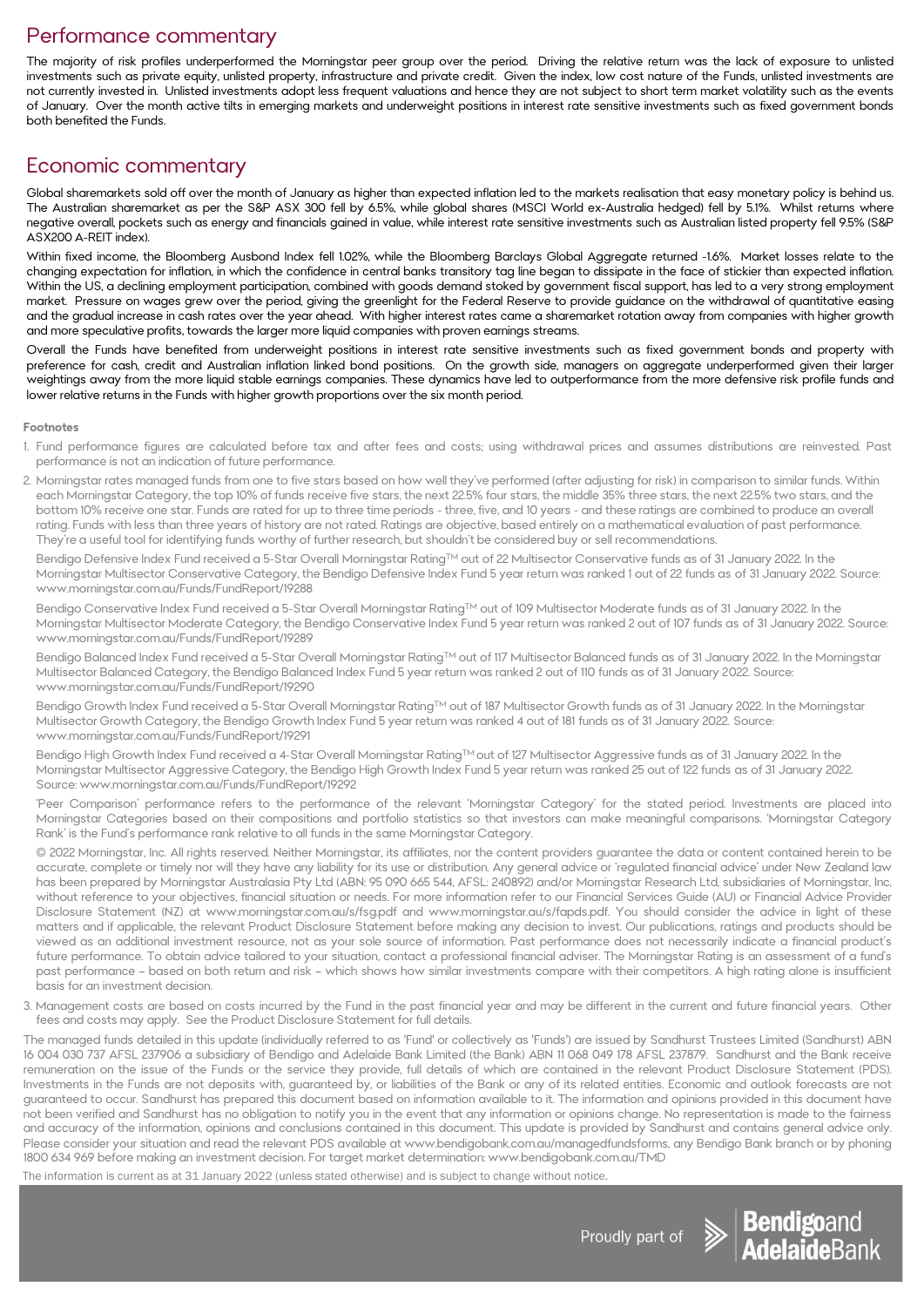## Performance commentary

The majority of risk profiles underperformed the Morningstar peer group over the period. Driving the relative return was the lack of exposure to unlisted investments such as private equity, unlisted property, infrastructure and private credit. Given the index, low cost nature of the Funds, unlisted investments are not currently invested in. Unlisted investments adopt less frequent valuations and hence they are not subject to short term market volatility such as the events of January. Over the month active tilts in emerging markets and underweight positions in interest rate sensitive investments such as fixed government bonds both benefited the Funds.

## Economic commentary

Global sharemarkets sold off over the month of January as higher than expected inflation led to the markets realisation that easy monetary policy is behind us. The Australian sharemarket as per the S&P ASX 300 fell by 6.5%, while global shares (MSCI World ex-Australia hedged) fell by 5.1%. Whilst returns where negative overall, pockets such as energy and financials gained in value, while interest rate sensitive investments such as Australian listed property fell 9.5% (S&P ASX200 A-REIT index).

Within fixed income, the Bloomberg Ausbond Index fell 1.02%, while the Bloomberg Barclays Global Aggregate returned -1.6%. Market losses relate to the changing expectation for inflation, in which the confidence in central banks transitory tag line began to dissipate in the face of stickier than expected inflation. Within the US, a declining employment participation, combined with goods demand stoked by government fiscal support, has led to a very strong employment market. Pressure on wages grew over the period, giving the greenlight for the Federal Reserve to provide guidance on the withdrawal of quantitative easing and the gradual increase in cash rates over the year ahead. With higher interest rates came a sharemarket rotation away from companies with higher growth and more speculative profits, towards the larger more liquid companies with proven earnings streams.

Overall the Funds have benefited from underweight positions in interest rate sensitive investments such as fixed government bonds and property with preference for cash, credit and Australian inflation linked bond positions. On the growth side, managers on aggregate underperformed given their larger weightings away from the more liquid stable earnings companies. These dynamics have led to outperformance from the more defensive risk profile funds and lower relative returns in the Funds with higher growth proportions over the six month period.

**Footnotes**

1. Fund performance figures are calculated before tax and after fees and costs; using withdrawal prices and assumes distributions are reinvested. Past performance is not an indication of future performance.
2. Morningstar rates managed funds from one to five stars based on how well they've performed (after adjusting for risk) in comparison to similar funds. Within each Morningstar Category, the top 10% of funds receive five stars, the next 22.5% four stars, the middle 35% three stars, the next 22.5% two stars, and the bottom 10% receive one star. Funds are rated for up to three time periods - three, five, and 10 years - and these ratings are combined to produce an overall rating. Funds with less than three years of history are not rated. Ratings are objective, based entirely on a mathematical evaluation of past performance. They're a useful tool for identifying funds worthy of further research, but shouldn't be considered buy or sell recommendations.

   Bendigo Defensive Index Fund received a 5-Star Overall Morningstar Rating™ out of 22 Multisector Conservative funds as of 31 January 2022. In the Morningstar Multisector Conservative Category, the Bendigo Defensive Index Fund 5 year return was ranked 1 out of 22 funds as of 31 January 2022. Source: www.morningstar.com.au/Funds/FundReport/19288

   Bendigo Conservative Index Fund received a 5-Star Overall Morningstar Rating™ out of 109 Multisector Moderate funds as of 31 January 2022. In the Morningstar Multisector Moderate Category, the Bendigo Conservative Index Fund 5 year return was ranked 2 out of 107 funds as of 31 January 2022. Source: www.morningstar.com.au/Funds/FundReport/19289

   Bendigo Balanced Index Fund received a 5-Star Overall Morningstar Rating™ out of 117 Multisector Balanced funds as of 31 January 2022. In the Morningstar Multisector Balanced Category, the Bendigo Balanced Index Fund 5 year return was ranked 2 out of 110 funds as of 31 January 2022. Source: www.morningstar.com.au/Funds/FundReport/19290

   Bendigo Growth Index Fund received a 5-Star Overall Morningstar Rating™ out of 187 Multisector Growth funds as of 31 January 2022. In the Morningstar Multisector Growth Category, the Bendigo Growth Index Fund 5 year return was ranked 4 out of 181 funds as of 31 January 2022. Source: www.morningstar.com.au/Funds/FundReport/19291

   Bendigo High Growth Index Fund received a 4-Star Overall Morningstar Rating™ out of 127 Multisector Aggressive funds as of 31 January 2022. In the Morningstar Multisector Aggressive Category, the Bendigo High Growth Index Fund 5 year return was ranked 25 out of 122 funds as of 31 January 2022. Source: www.morningstar.com.au/Funds/FundReport/19292

   'Peer Comparison' performance refers to the performance of the relevant 'Morningstar Category' for the stated period. Investments are placed into Morningstar Categories based on their compositions and portfolio statistics so that investors can make meaningful comparisons. 'Morningstar Category Rank' is the Fund's performance rank relative to all funds in the same Morningstar Category.

   © 2022 Morningstar, Inc. All rights reserved. Neither Morningstar, its affiliates, nor the content providers guarantee the data or content contained herein to be accurate, complete or timely nor will they have any liability for its use or distribution. Any general advice or 'regulated financial advice' under New Zealand law has been prepared by Morningstar Australasia Pty Ltd (ABN: 95 090 665 544, AFSL: 240892) and/or Morningstar Research Ltd, subsidiaries of Morningstar, Inc, without reference to your objectives, financial situation or needs. For more information refer to our Financial Services Guide (AU) or Financial Advice Provider Disclosure Statement (NZ) at www.morningstar.com.au/s/fsg.pdf and www.morningstar.au/s/fapds.pdf. You should consider the advice in light of these matters and if applicable, the relevant Product Disclosure Statement before making any decision to invest. Our publications, ratings and products should be viewed as an additional investment resource, not as your sole source of information. Past performance does not necessarily indicate a financial product's future performance. To obtain advice tailored to your situation, contact a professional financial adviser. The Morningstar Rating is an assessment of a fund's past performance – based on both return and risk – which shows how similar investments compare with their competitors. A high rating alone is insufficient basis for an investment decision.

3. Management costs are based on costs incurred by the Fund in the past financial year and may be different in the current and future financial years. Other fees and costs may apply. See the Product Disclosure Statement for full details.

The managed funds detailed in this update (individually referred to as 'Fund' or collectively as 'Funds') are issued by Sandhurst Trustees Limited (Sandhurst) ABN 16 004 030 737 AFSL 237906 a subsidiary of Bendigo and Adelaide Bank Limited (the Bank) ABN 11 068 049 178 AFSL 237879. Sandhurst and the Bank receive remuneration on the issue of the Funds or the service they provide, full details of which are contained in the relevant Product Disclosure Statement (PDS). Investments in the Funds are not deposits with, guaranteed by, or liabilities of the Bank or any of its related entities. Economic and outlook forecasts are not guaranteed to occur. Sandhurst has prepared this document based on information available to it. The information and opinions provided in this document have not been verified and Sandhurst has no obligation to notify you in the event that any information or opinions change. No representation is made to the fairness and accuracy of the information, opinions and conclusions contained in this document. This update is provided by Sandhurst and contains general advice only. Please consider your situation and read the relevant PDS available at www.bendigobank.com.au/managedfundsforms, any Bendigo Bank branch or by phoning 1800 634 969 before making an investment decision. For target market determination: www.bendigobank.com.au/TMD

The information is current as at 31 January 2022 (unless stated otherwise) and is subject to change without notice.

Proudly part of Bendigo and Adelaide Bank